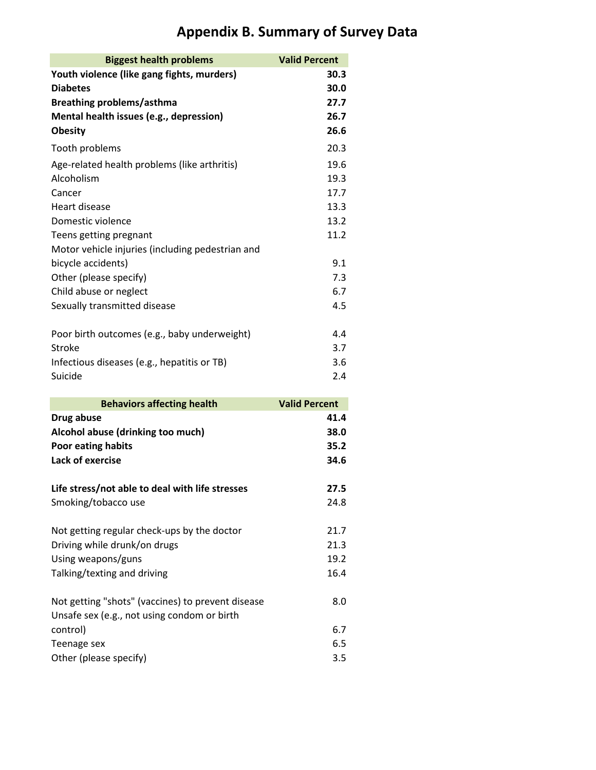# Appendix B. Summary of Survey Data

| Biggest health problems | Valid Percent |
|---|---|
| **Youth violence (like gang fights, murders)** | **30.3** |
| **Diabetes** | **30.0** |
| **Breathing problems/asthma** | **27.7** |
| **Mental health issues (e.g., depression)** | **26.7** |
| **Obesity** | **26.6** |
| Tooth problems | 20.3 |
| Age-related health problems (like arthritis) | 19.6 |
| Alcoholism | 19.3 |
| Cancer | 17.7 |
| Heart disease | 13.3 |
| Domestic violence | 13.2 |
| Teens getting pregnant | 11.2 |
| Motor vehicle injuries (including pedestrian and bicycle accidents) | 9.1 |
| Other (please specify) | 7.3 |
| Child abuse or neglect | 6.7 |
| Sexually transmitted disease | 4.5 |
| Poor birth outcomes (e.g., baby underweight) | 4.4 |
| Stroke | 3.7 |
| Infectious diseases (e.g., hepatitis or TB) | 3.6 |
| Suicide | 2.4 |

| Behaviors affecting health | Valid Percent |
|---|---|
| **Drug abuse** | **41.4** |
| **Alcohol abuse (drinking too much)** | **38.0** |
| **Poor eating habits** | **35.2** |
| **Lack of exercise** | **34.6** |
| **Life stress/not able to deal with life stresses** | **27.5** |
| Smoking/tobacco use | 24.8 |
| Not getting regular check-ups by the doctor | 21.7 |
| Driving while drunk/on drugs | 21.3 |
| Using weapons/guns | 19.2 |
| Talking/texting and driving | 16.4 |
| Not getting "shots" (vaccines) to prevent disease | 8.0 |
| Unsafe sex (e.g., not using condom or birth control) | 6.7 |
| Teenage sex | 6.5 |
| Other (please specify) | 3.5 |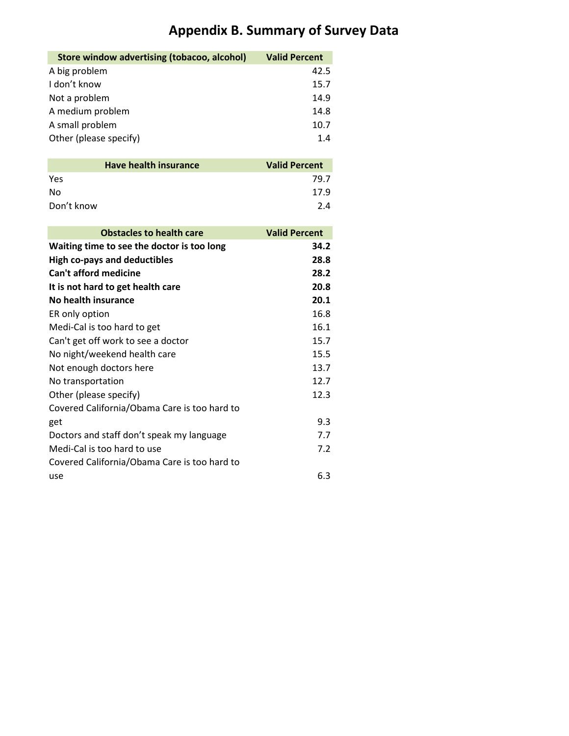# Appendix B. Summary of Survey Data

| Store window advertising (tobacoo, alcohol) | Valid Percent |
|---|---|
| A big problem | 42.5 |
| I don't know | 15.7 |
| Not a problem | 14.9 |
| A medium problem | 14.8 |
| A small problem | 10.7 |
| Other (please specify) | 1.4 |

| Have health insurance | Valid Percent |
|---|---|
| Yes | 79.7 |
| No | 17.9 |
| Don't know | 2.4 |

| Obstacles to health care | Valid Percent |
|---|---|
| **Waiting time to see the doctor is too long** | **34.2** |
| **High co-pays and deductibles** | **28.8** |
| **Can't afford medicine** | **28.2** |
| **It is not hard to get health care** | **20.8** |
| **No health insurance** | **20.1** |
| ER only option | 16.8 |
| Medi-Cal is too hard to get | 16.1 |
| Can't get off work to see a doctor | 15.7 |
| No night/weekend health care | 15.5 |
| Not enough doctors here | 13.7 |
| No transportation | 12.7 |
| Other (please specify) | 12.3 |
| Covered California/Obama Care is too hard to get | 9.3 |
| Doctors and staff don't speak my language | 7.7 |
| Medi-Cal is too hard to use | 7.2 |
| Covered California/Obama Care is too hard to use | 6.3 |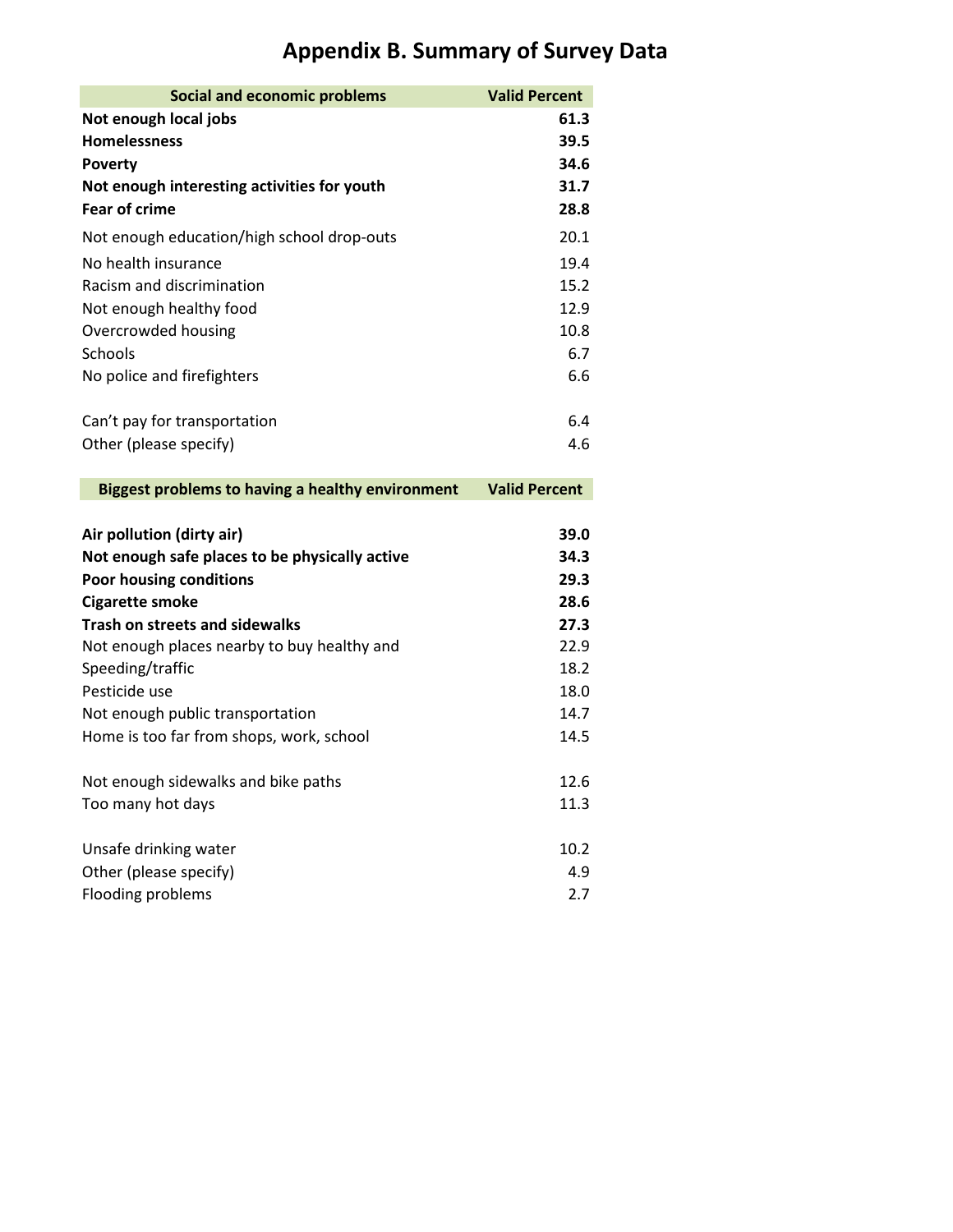# Appendix B. Summary of Survey Data

| Social and economic problems | Valid Percent |
|---|---|
| **Not enough local jobs** | **61.3** |
| **Homelessness** | **39.5** |
| **Poverty** | **34.6** |
| **Not enough interesting activities for youth** | **31.7** |
| **Fear of crime** | **28.8** |
| Not enough education/high school drop-outs | 20.1 |
| No health insurance | 19.4 |
| Racism and discrimination | 15.2 |
| Not enough healthy food | 12.9 |
| Overcrowded housing | 10.8 |
| Schools | 6.7 |
| No police and firefighters | 6.6 |
| Can't pay for transportation | 6.4 |
| Other (please specify) | 4.6 |

| Biggest problems to having a healthy environment | Valid Percent |
|---|---|
| **Air pollution (dirty air)** | **39.0** |
| **Not enough safe places to be physically active** | **34.3** |
| **Poor housing conditions** | **29.3** |
| **Cigarette smoke** | **28.6** |
| **Trash on streets and sidewalks** | **27.3** |
| Not enough places nearby to buy healthy and | 22.9 |
| Speeding/traffic | 18.2 |
| Pesticide use | 18.0 |
| Not enough public transportation | 14.7 |
| Home is too far from shops, work, school | 14.5 |
| Not enough sidewalks and bike paths | 12.6 |
| Too many hot days | 11.3 |
| Unsafe drinking water | 10.2 |
| Other (please specify) | 4.9 |
| Flooding problems | 2.7 |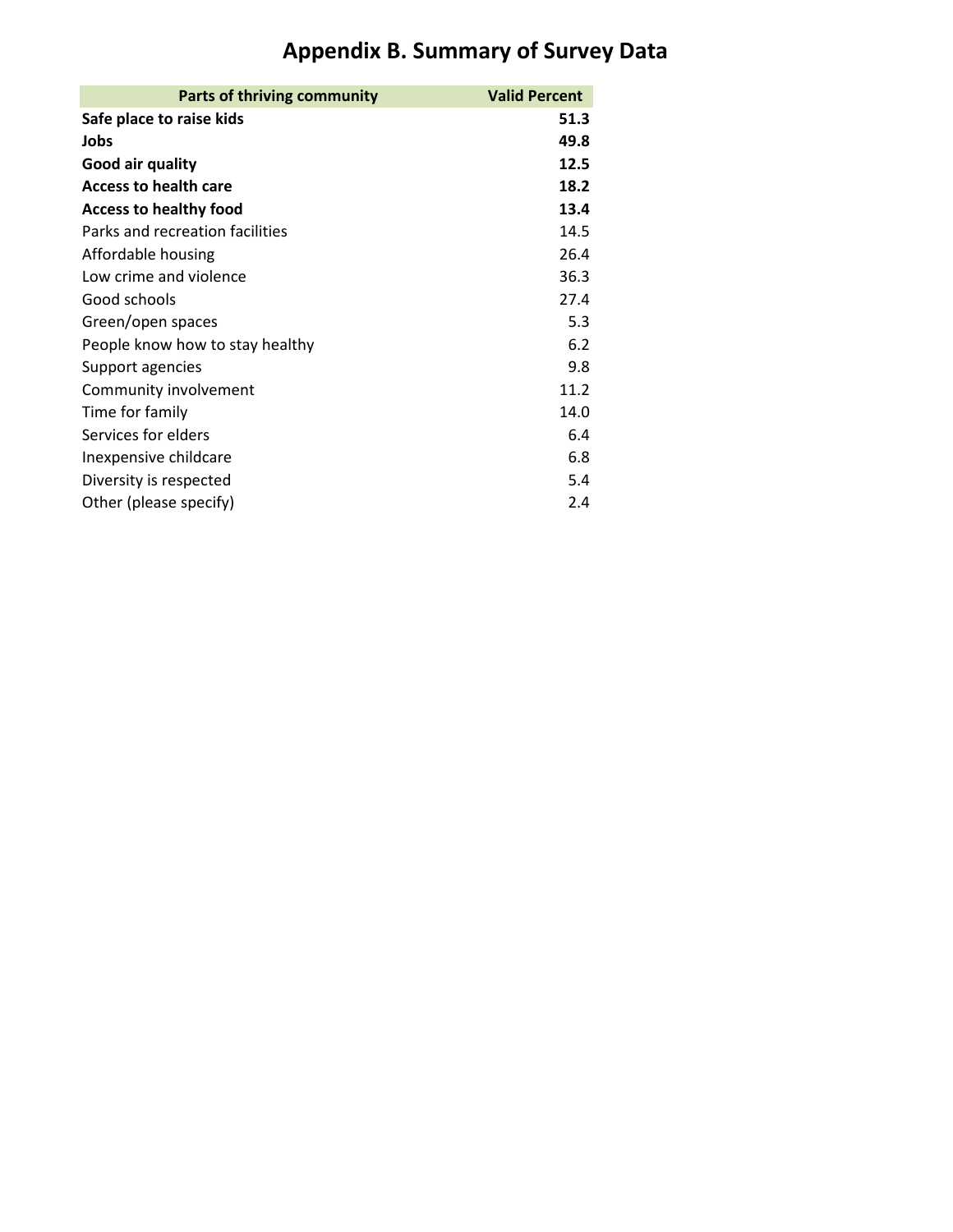# Appendix B. Summary of Survey Data

| Parts of thriving community | Valid Percent |
|---|---|
| **Safe place to raise kids** | **51.3** |
| **Jobs** | **49.8** |
| **Good air quality** | **12.5** |
| **Access to health care** | **18.2** |
| **Access to healthy food** | **13.4** |
| Parks and recreation facilities | 14.5 |
| Affordable housing | 26.4 |
| Low crime and violence | 36.3 |
| Good schools | 27.4 |
| Green/open spaces | 5.3 |
| People know how to stay healthy | 6.2 |
| Support agencies | 9.8 |
| Community involvement | 11.2 |
| Time for family | 14.0 |
| Services for elders | 6.4 |
| Inexpensive childcare | 6.8 |
| Diversity is respected | 5.4 |
| Other (please specify) | 2.4 |